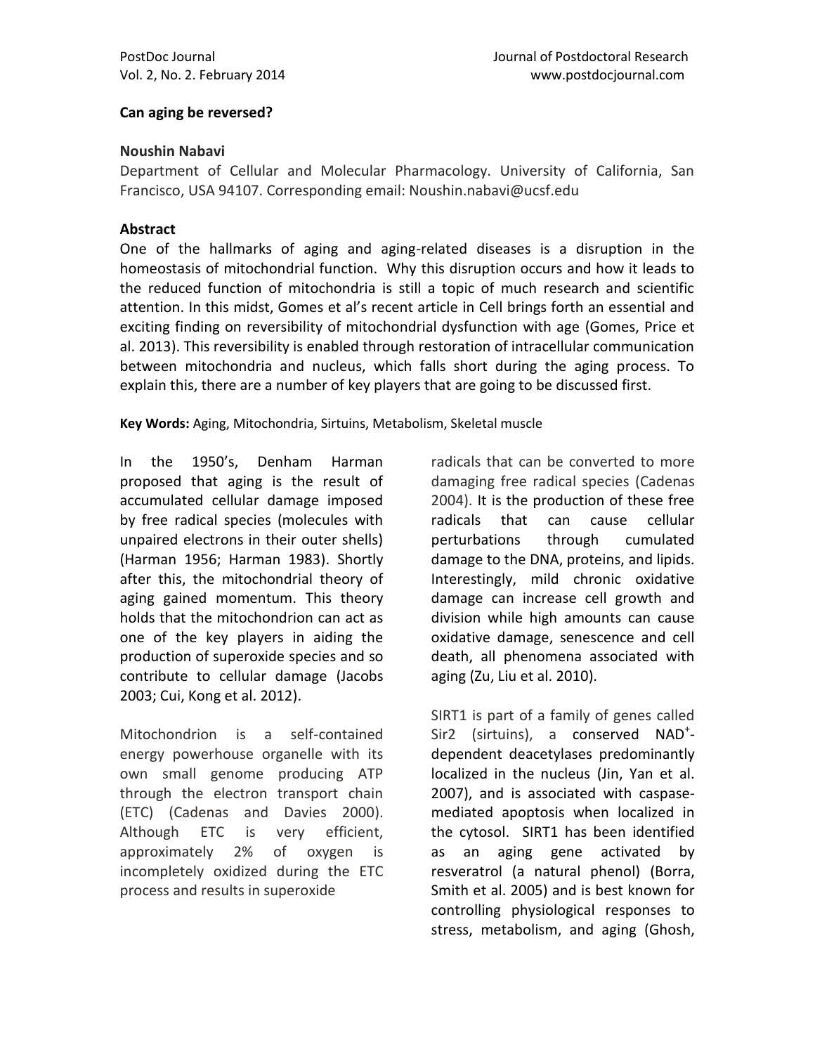# Can aging be reversed?

**Noushin Nabavi**

Department of Cellular and Molecular Pharmacology. University of California, San Francisco, USA 94107. Corresponding email: Noushin.nabavi@ucsf.edu

## Abstract

One of the hallmarks of aging and aging-related diseases is a disruption in the homeostasis of mitochondrial function. Why this disruption occurs and how it leads to the reduced function of mitochondria is still a topic of much research and scientific attention. In this midst, Gomes et al's recent article in Cell brings forth an essential and exciting finding on reversibility of mitochondrial dysfunction with age (Gomes, Price et al. 2013). This reversibility is enabled through restoration of intracellular communication between mitochondria and nucleus, which falls short during the aging process. To explain this, there are a number of key players that are going to be discussed first.

**Key Words:** Aging, Mitochondria, Sirtuins, Metabolism, Skeletal muscle

In the 1950's, Denham Harman proposed that aging is the result of accumulated cellular damage imposed by free radical species (molecules with unpaired electrons in their outer shells) (Harman 1956; Harman 1983). Shortly after this, the mitochondrial theory of aging gained momentum. This theory holds that the mitochondrion can act as one of the key players in aiding the production of superoxide species and so contribute to cellular damage (Jacobs 2003; Cui, Kong et al. 2012).

Mitochondrion is a self-contained energy powerhouse organelle with its own small genome producing ATP through the electron transport chain (ETC) (Cadenas and Davies 2000). Although ETC is very efficient, approximately 2% of oxygen is incompletely oxidized during the ETC process and results in superoxide radicals that can be converted to more damaging free radical species (Cadenas 2004). It is the production of these free radicals that can cause cellular perturbations through cumulated damage to the DNA, proteins, and lipids. Interestingly, mild chronic oxidative damage can increase cell growth and division while high amounts can cause oxidative damage, senescence and cell death, all phenomena associated with aging (Zu, Liu et al. 2010).

SIRT1 is part of a family of genes called Sir2 (sirtuins), a conserved $NAD^+$-dependent deacetylases predominantly localized in the nucleus (Jin, Yan et al. 2007), and is associated with caspase-mediated apoptosis when localized in the cytosol. SIRT1 has been identified as an aging gene activated by resveratrol (a natural phenol) (Borra, Smith et al. 2005) and is best known for controlling physiological responses to stress, metabolism, and aging (Ghosh,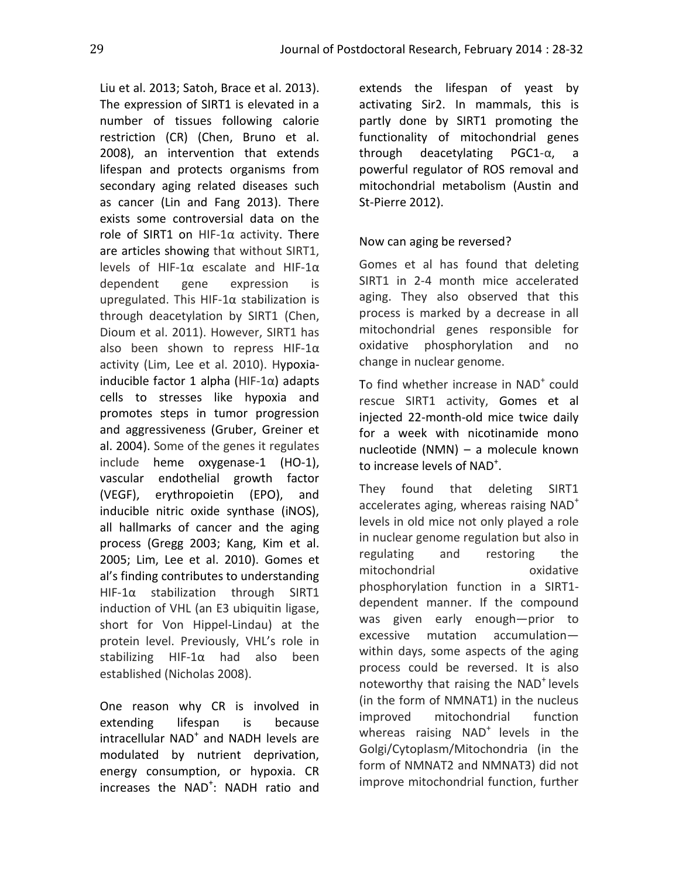Liu et al. 2013; Satoh, Brace et al. 2013). The expression of SIRT1 is elevated in a number of tissues following calorie restriction (CR) (Chen, Bruno et al. 2008), an intervention that extends lifespan and protects organisms from secondary aging related diseases such as cancer (Lin and Fang 2013). There exists some controversial data on the role of SIRT1 on HIF-1α activity. There are articles showing that without SIRT1, levels of HIF-1α escalate and HIF-1α dependent gene expression is upregulated. This HIF-1α stabilization is through deacetylation by SIRT1 (Chen, Dioum et al. 2011). However, SIRT1 has also been shown to repress HIF-1α activity (Lim, Lee et al. 2010). Hypoxia-inducible factor 1 alpha (HIF-1α) adapts cells to stresses like hypoxia and promotes steps in tumor progression and aggressiveness (Gruber, Greiner et al. 2004). Some of the genes it regulates include heme oxygenase-1 (HO-1), vascular endothelial growth factor (VEGF), erythropoietin (EPO), and inducible nitric oxide synthase (iNOS), all hallmarks of cancer and the aging process (Gregg 2003; Kang, Kim et al. 2005; Lim, Lee et al. 2010). Gomes et al's finding contributes to understanding HIF-1α stabilization through SIRT1 induction of VHL (an E3 ubiquitin ligase, short for Von Hippel-Lindau) at the protein level. Previously, VHL's role in stabilizing HIF-1α had also been established (Nicholas 2008).

One reason why CR is involved in extending lifespan is because intracellular $NAD^+$ and NADH levels are modulated by nutrient deprivation, energy consumption, or hypoxia. CR increases the $NAD^+$: NADH ratio and extends the lifespan of yeast by activating Sir2. In mammals, this is partly done by SIRT1 promoting the functionality of mitochondrial genes through deacetylating PGC1-α, a powerful regulator of ROS removal and mitochondrial metabolism (Austin and St-Pierre 2012).

Now can aging be reversed?

Gomes et al has found that deleting SIRT1 in 2-4 month mice accelerated aging. They also observed that this process is marked by a decrease in all mitochondrial genes responsible for oxidative phosphorylation and no change in nuclear genome.

To find whether increase in $NAD^+$ could rescue SIRT1 activity, Gomes et al injected 22-month-old mice twice daily for a week with nicotinamide mono nucleotide (NMN) – a molecule known to increase levels of $NAD^+$.

They found that deleting SIRT1 accelerates aging, whereas raising $NAD^+$ levels in old mice not only played a role in nuclear genome regulation but also in regulating and restoring the mitochondrial oxidative phosphorylation function in a SIRT1-dependent manner. If the compound was given early enough—prior to excessive mutation accumulation—within days, some aspects of the aging process could be reversed. It is also noteworthy that raising the $NAD^+$ levels (in the form of NMNAT1) in the nucleus improved mitochondrial function whereas raising $NAD^+$ levels in the Golgi/Cytoplasm/Mitochondria (in the form of NMNAT2 and NMNAT3) did not improve mitochondrial function, further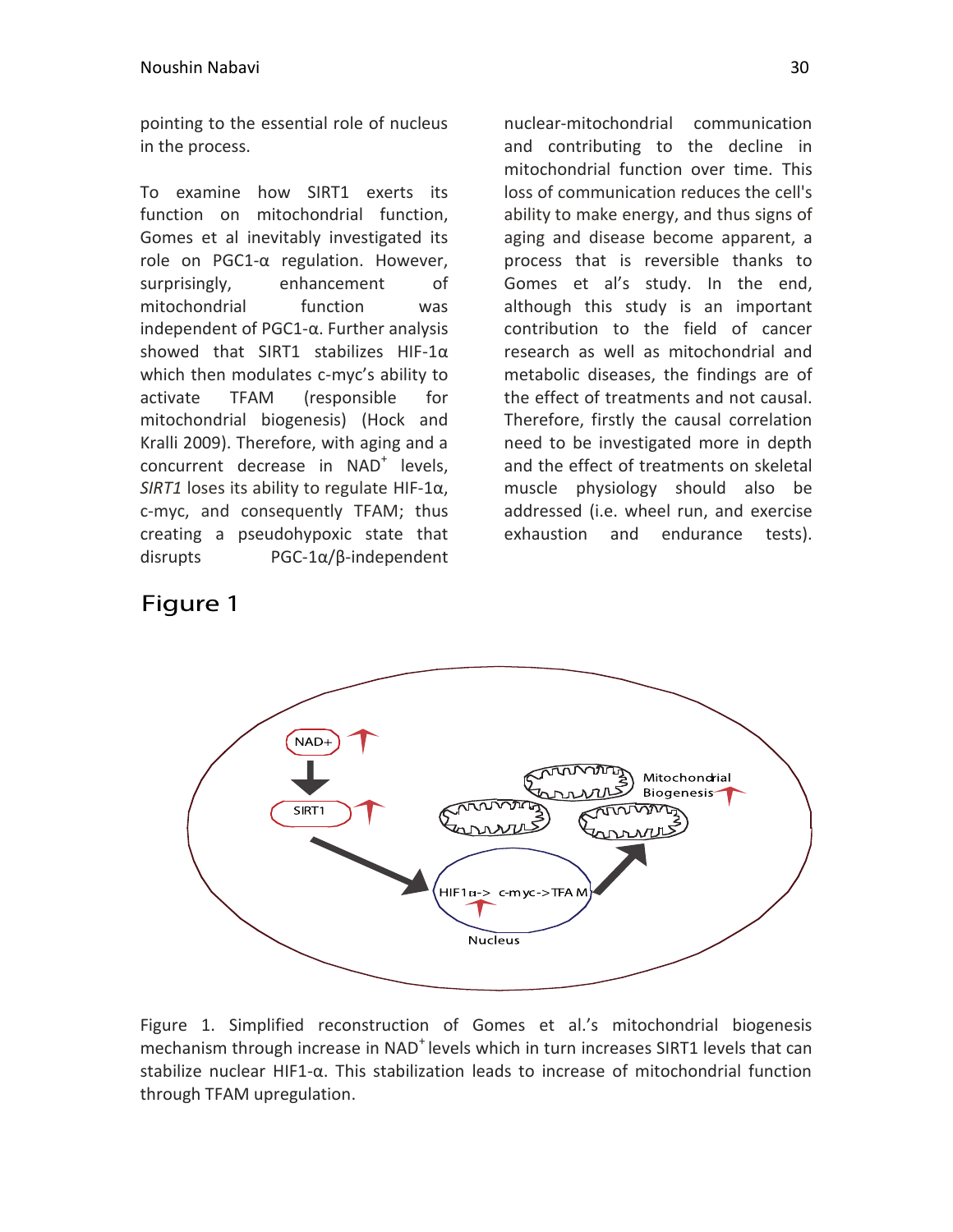pointing to the essential role of nucleus in the process.

To examine how SIRT1 exerts its function on mitochondrial function, Gomes et al inevitably investigated its role on PGC1-α regulation. However, surprisingly, enhancement of mitochondrial function was independent of PGC1-α. Further analysis showed that SIRT1 stabilizes HIF-1α which then modulates c-myc's ability to activate TFAM (responsible for mitochondrial biogenesis) (Hock and Kralli 2009). Therefore, with aging and a concurrent decrease in $NAD^+$ levels, *SIRT1* loses its ability to regulate HIF-1α, c-myc, and consequently TFAM; thus creating a pseudohypoxic state that disrupts PGC-1α/β-independent nuclear-mitochondrial communication and contributing to the decline in mitochondrial function over time. This loss of communication reduces the cell's ability to make energy, and thus signs of aging and disease become apparent, a process that is reversible thanks to Gomes et al's study. In the end, although this study is an important contribution to the field of cancer research as well as mitochondrial and metabolic diseases, the findings are of the effect of treatments and not causal. Therefore, firstly the causal correlation need to be investigated more in depth and the effect of treatments on skeletal muscle physiology should also be addressed (i.e. wheel run, and exercise exhaustion and endurance tests).

## Figure 1

Figure 1. Simplified reconstruction of Gomes et al.'s mitochondrial biogenesis mechanism through increase in $NAD^+$ levels which in turn increases SIRT1 levels that can stabilize nuclear HIF1-α. This stabilization leads to increase of mitochondrial function through TFAM upregulation.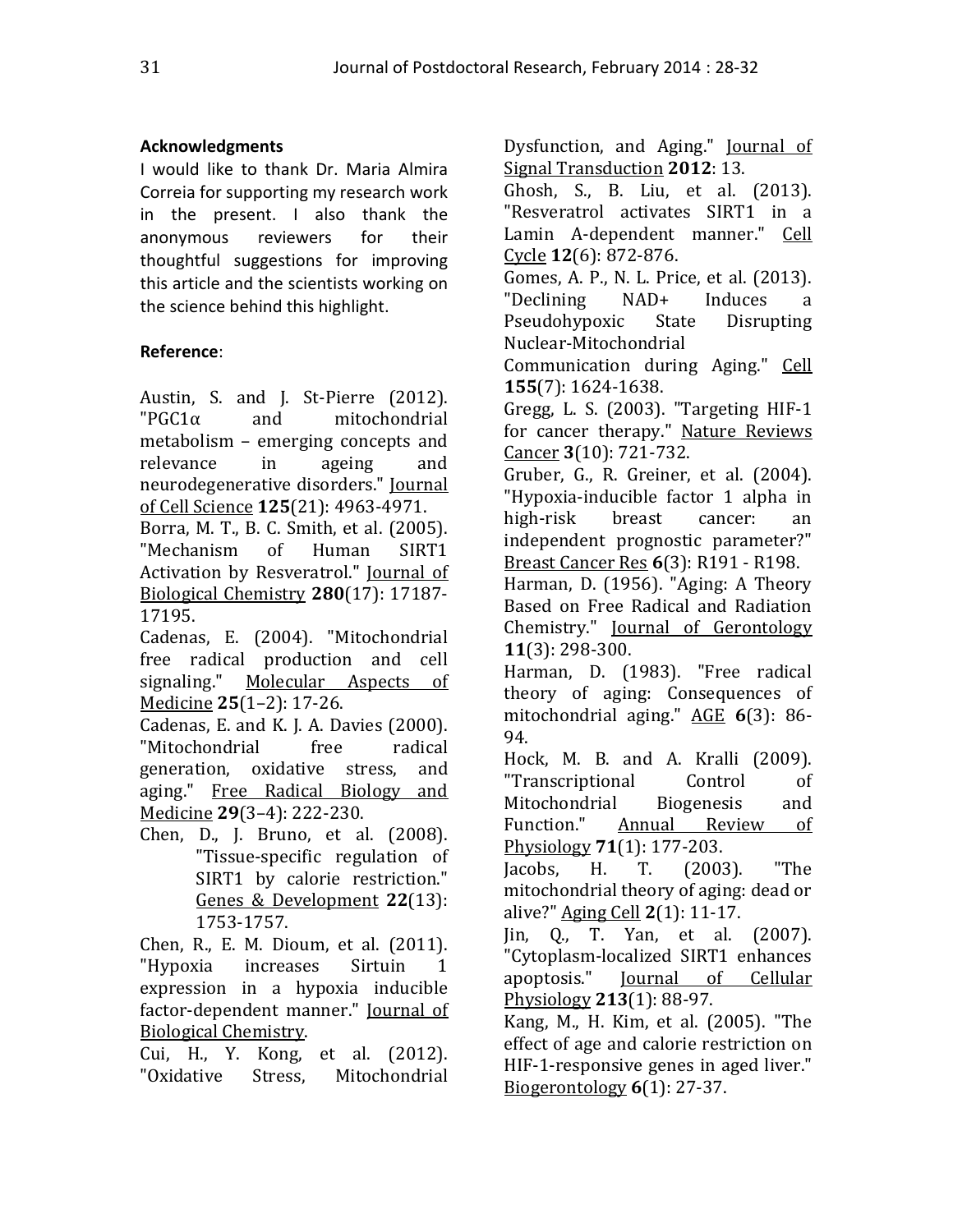**Acknowledgments**

I would like to thank Dr. Maria Almira Correia for supporting my research work in the present. I also thank the anonymous reviewers for their thoughtful suggestions for improving this article and the scientists working on the science behind this highlight.

**Reference**:

Austin, S. and J. St-Pierre (2012). "PGC1α and mitochondrial metabolism – emerging concepts and relevance in ageing and neurodegenerative disorders." Journal of Cell Science **125**(21): 4963-4971.

Borra, M. T., B. C. Smith, et al. (2005). "Mechanism of Human SIRT1 Activation by Resveratrol." Journal of Biological Chemistry **280**(17): 17187-17195.

Cadenas, E. (2004). "Mitochondrial free radical production and cell signaling." Molecular Aspects of Medicine **25**(1–2): 17-26.

Cadenas, E. and K. J. A. Davies (2000). "Mitochondrial free radical generation, oxidative stress, and aging." Free Radical Biology and Medicine **29**(3–4): 222-230.

Chen, D., J. Bruno, et al. (2008). "Tissue-specific regulation of SIRT1 by calorie restriction." Genes & Development **22**(13): 1753-1757.

Chen, R., E. M. Dioum, et al. (2011). "Hypoxia increases Sirtuin 1 expression in a hypoxia inducible factor-dependent manner." Journal of Biological Chemistry.

Cui, H., Y. Kong, et al. (2012). "Oxidative Stress, Mitochondrial Dysfunction, and Aging." Journal of Signal Transduction **2012**: 13.

Ghosh, S., B. Liu, et al. (2013). "Resveratrol activates SIRT1 in a Lamin A-dependent manner." Cell Cycle **12**(6): 872-876.

Gomes, A. P., N. L. Price, et al. (2013). "Declining NAD+ Induces a Pseudohypoxic State Disrupting Nuclear-Mitochondrial Communication during Aging." Cell **155**(7): 1624-1638.

Gregg, L. S. (2003). "Targeting HIF-1 for cancer therapy." Nature Reviews Cancer **3**(10): 721-732.

Gruber, G., R. Greiner, et al. (2004). "Hypoxia-inducible factor 1 alpha in high-risk breast cancer: an independent prognostic parameter?" Breast Cancer Res **6**(3): R191 - R198.

Harman, D. (1956). "Aging: A Theory Based on Free Radical and Radiation Chemistry." Journal of Gerontology **11**(3): 298-300.

Harman, D. (1983). "Free radical theory of aging: Consequences of mitochondrial aging." AGE **6**(3): 86-94.

Hock, M. B. and A. Kralli (2009). "Transcriptional Control of Mitochondrial Biogenesis and Function." Annual Review of Physiology **71**(1): 177-203.

Jacobs, H. T. (2003). "The mitochondrial theory of aging: dead or alive?" Aging Cell **2**(1): 11-17.

Jin, Q., T. Yan, et al. (2007). "Cytoplasm-localized SIRT1 enhances apoptosis." Journal of Cellular Physiology **213**(1): 88-97.

Kang, M., H. Kim, et al. (2005). "The effect of age and calorie restriction on HIF-1-responsive genes in aged liver." Biogerontology **6**(1): 27-37.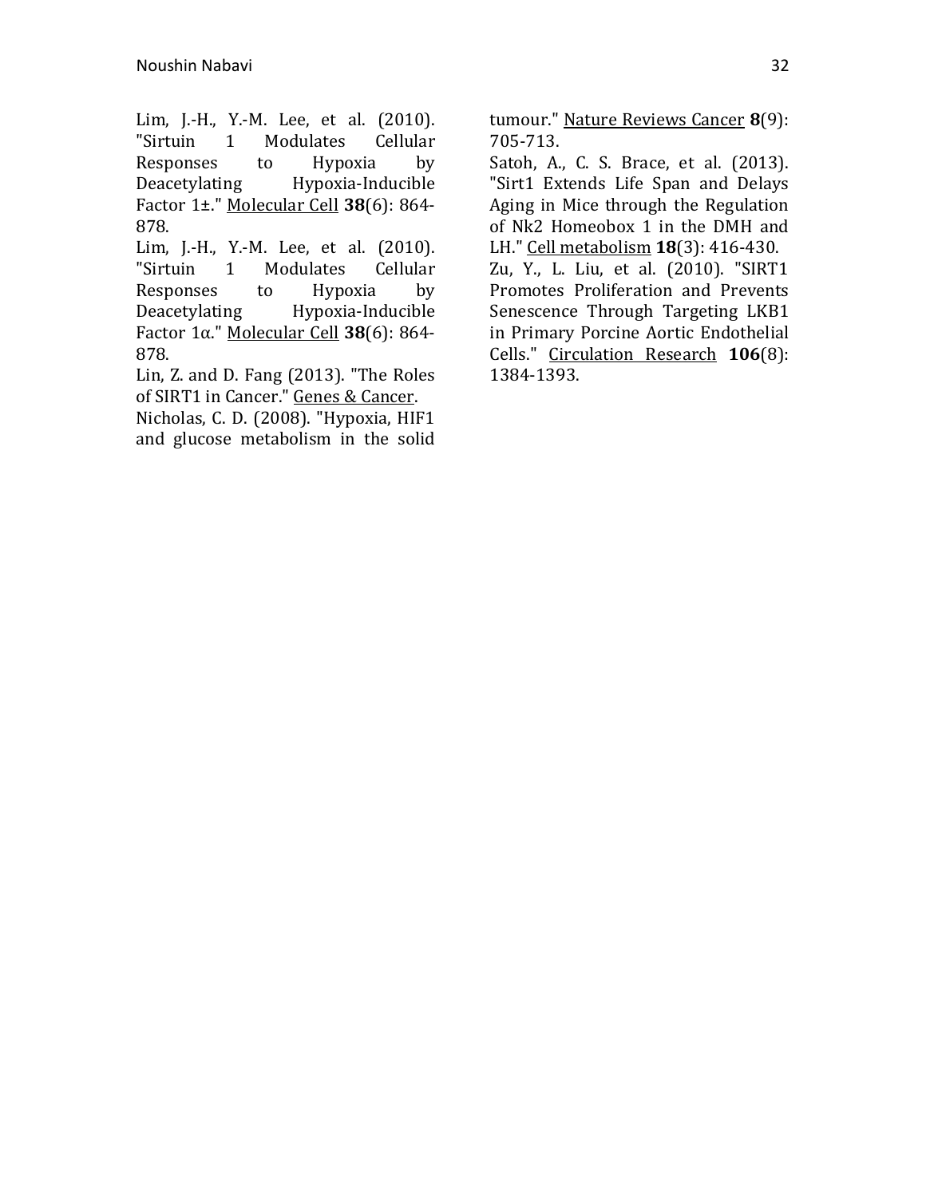Lim, J.-H., Y.-M. Lee, et al. (2010). "Sirtuin 1 Modulates Cellular Responses to Hypoxia by Deacetylating Hypoxia-Inducible Factor 1±." Molecular Cell **38**(6): 864-878.

Lim, J.-H., Y.-M. Lee, et al. (2010). "Sirtuin 1 Modulates Cellular Responses to Hypoxia by Deacetylating Hypoxia-Inducible Factor 1α." Molecular Cell **38**(6): 864-878.

Lin, Z. and D. Fang (2013). "The Roles of SIRT1 in Cancer." Genes & Cancer.

Nicholas, C. D. (2008). "Hypoxia, HIF1 and glucose metabolism in the solid tumour." Nature Reviews Cancer **8**(9): 705-713.

Satoh, A., C. S. Brace, et al. (2013). "Sirt1 Extends Life Span and Delays Aging in Mice through the Regulation of Nk2 Homeobox 1 in the DMH and LH." Cell metabolism **18**(3): 416-430.

Zu, Y., L. Liu, et al. (2010). "SIRT1 Promotes Proliferation and Prevents Senescence Through Targeting LKB1 in Primary Porcine Aortic Endothelial Cells." Circulation Research **106**(8): 1384-1393.